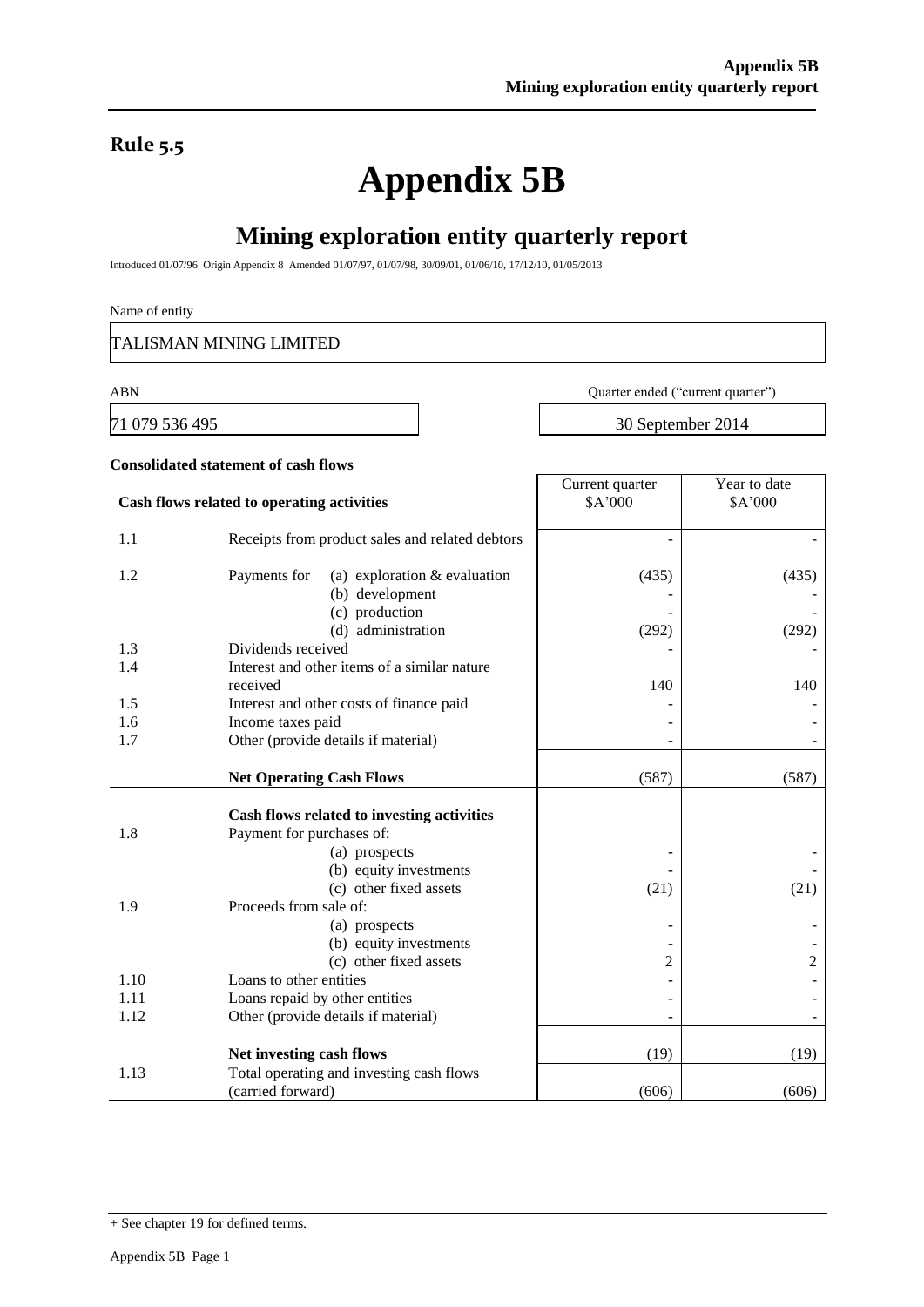## Rule 5.5

# Appendix 5B

## Mining exploration entity quarterly report

Introduced 01/07/96 Origin Appendix 8 Amended 01/07/97, 01/07/98, 30/09/01, 01/06/10, 17/12/10, 01/05/2013

Name of entity

TALISMAN MINING LIMITED

| ABN | Quarter ended ("current quarter") |
|---|---|
| 71 079 536 495 | 30 September 2014 |

**Consolidated statement of cash flows**

| | **Cash flows related to operating activities** | Current quarter $A'000 | Year to date $A'000 |
|---|---|---|---|
| 1.1 | Receipts from product sales and related debtors | - | - |
| 1.2 | Payments for (a) exploration & evaluation | (435) | (435) |
| | (b) development | - | - |
| | (c) production | - | - |
| | (d) administration | (292) | (292) |
| 1.3 | Dividends received | - | - |
| 1.4 | Interest and other items of a similar nature received | 140 | 140 |
| 1.5 | Interest and other costs of finance paid | - | - |
| 1.6 | Income taxes paid | - | - |
| 1.7 | Other (provide details if material) | - | - |
| | **Net Operating Cash Flows** | (587) | (587) |
| | **Cash flows related to investing activities** | | |
| 1.8 | Payment for purchases of: | | |
| | (a) prospects | - | - |
| | (b) equity investments | - | - |
| | (c) other fixed assets | (21) | (21) |
| 1.9 | Proceeds from sale of: | | |
| | (a) prospects | - | - |
| | (b) equity investments | - | - |
| | (c) other fixed assets | 2 | 2 |
| 1.10 | Loans to other entities | - | - |
| 1.11 | Loans repaid by other entities | - | - |
| 1.12 | Other (provide details if material) | - | - |
| | **Net investing cash flows** | (19) | (19) |
| 1.13 | Total operating and investing cash flows (carried forward) | (606) | (606) |

+ See chapter 19 for defined terms.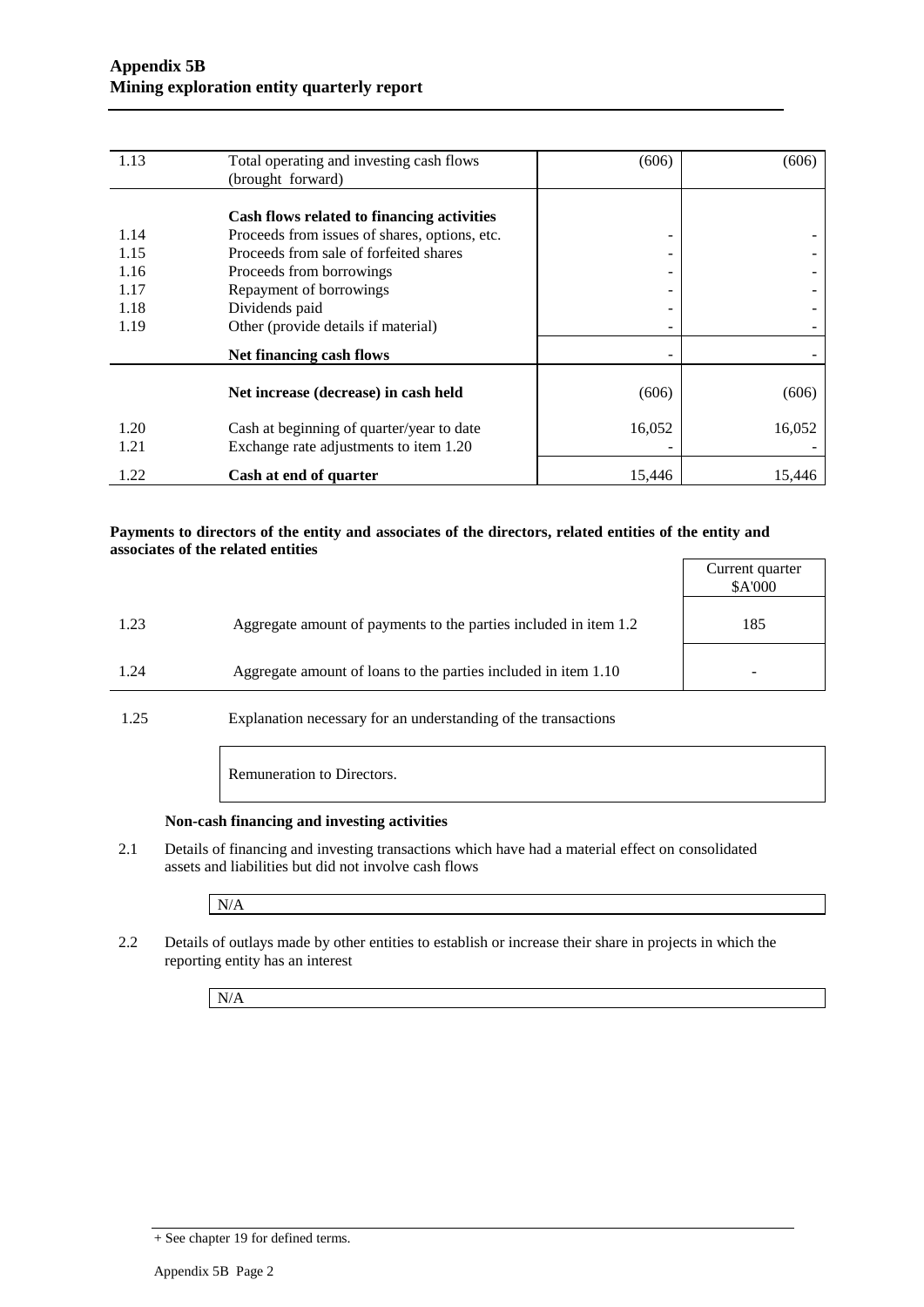| | | | |
|---|---|---|---|
| 1.13 | Total operating and investing cash flows (brought forward) | (606) | (606) |
| | **Cash flows related to financing activities** | | |
| 1.14 | Proceeds from issues of shares, options, etc. | - | - |
| 1.15 | Proceeds from sale of forfeited shares | - | - |
| 1.16 | Proceeds from borrowings | - | - |
| 1.17 | Repayment of borrowings | - | - |
| 1.18 | Dividends paid | - | - |
| 1.19 | Other (provide details if material) | - | - |
| | **Net financing cash flows** | - | - |
| | **Net increase (decrease) in cash held** | (606) | (606) |
| 1.20 | Cash at beginning of quarter/year to date | 16,052 | 16,052 |
| 1.21 | Exchange rate adjustments to item 1.20 | - | - |
| 1.22 | **Cash at end of quarter** | 15,446 | 15,446 |

**Payments to directors of the entity and associates of the directors, related entities of the entity and associates of the related entities**

| | | Current quarter $A'000 |
|---|---|---|
| 1.23 | Aggregate amount of payments to the parties included in item 1.2 | 185 |
| 1.24 | Aggregate amount of loans to the parties included in item 1.10 | - |

1.25 Explanation necessary for an understanding of the transactions

Remuneration to Directors.

**Non-cash financing and investing activities**

2.1 Details of financing and investing transactions which have had a material effect on consolidated assets and liabilities but did not involve cash flows

N/A

2.2 Details of outlays made by other entities to establish or increase their share in projects in which the reporting entity has an interest

N/A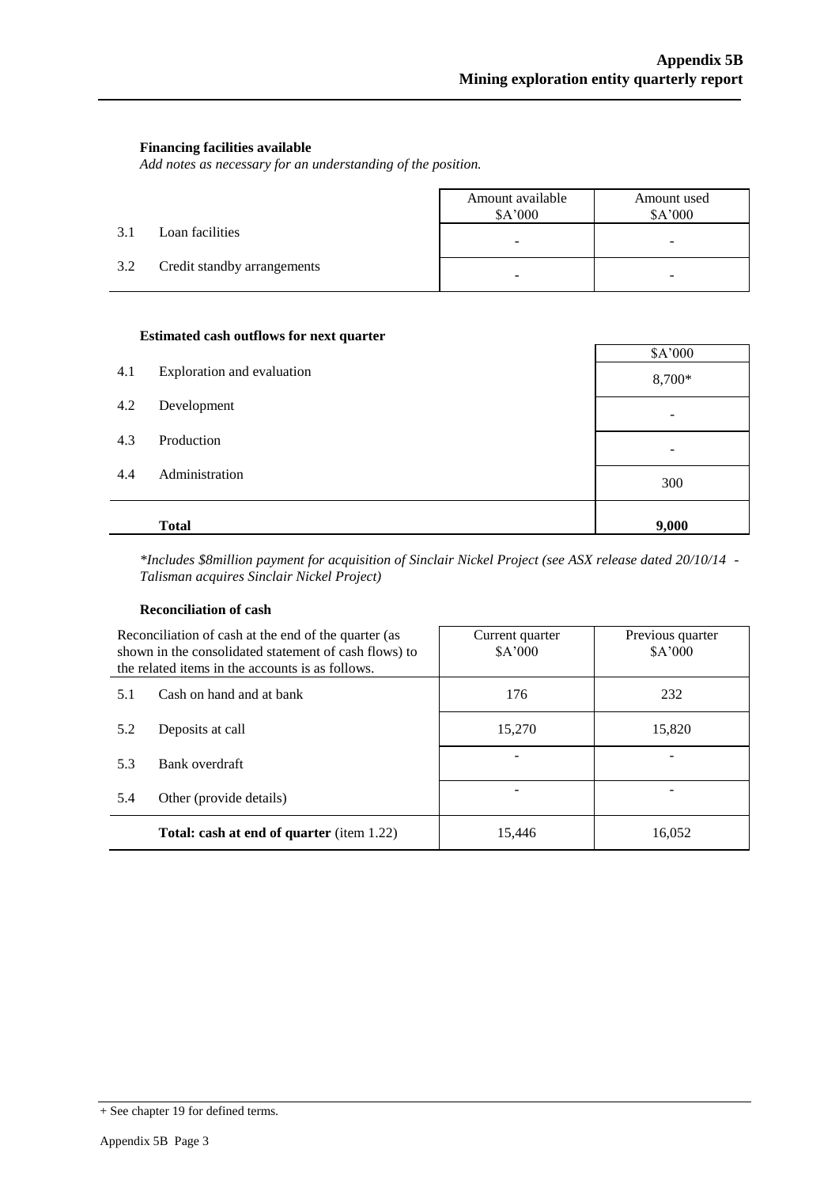**Financing facilities available**

*Add notes as necessary for an understanding of the position.*

| | | Amount available<br>$A'000 | Amount used<br>$A'000 |
|---|---|---|---|
| 3.1 | Loan facilities | - | - |
| 3.2 | Credit standby arrangements | - | - |

**Estimated cash outflows for next quarter**

| | | $A'000 |
|---|---|---|
| 4.1 | Exploration and evaluation | 8,700* |
| 4.2 | Development | - |
| 4.3 | Production | - |
| 4.4 | Administration | 300 |
| | **Total** | **9,000** |

*\*Includes $8million payment for acquisition of Sinclair Nickel Project (see ASX release dated 20/10/14 - Talisman acquires Sinclair Nickel Project)*

**Reconciliation of cash**

| Reconciliation of cash at the end of the quarter (as shown in the consolidated statement of cash flows) to the related items in the accounts is as follows. | | Current quarter<br>$A'000 | Previous quarter<br>$A'000 |
|---|---|---|---|
| 5.1 | Cash on hand and at bank | 176 | 232 |
| 5.2 | Deposits at call | 15,270 | 15,820 |
| 5.3 | Bank overdraft | - | - |
| 5.4 | Other (provide details) | - | - |
| | **Total: cash at end of quarter** (item 1.22) | 15,446 | 16,052 |

+ See chapter 19 for defined terms.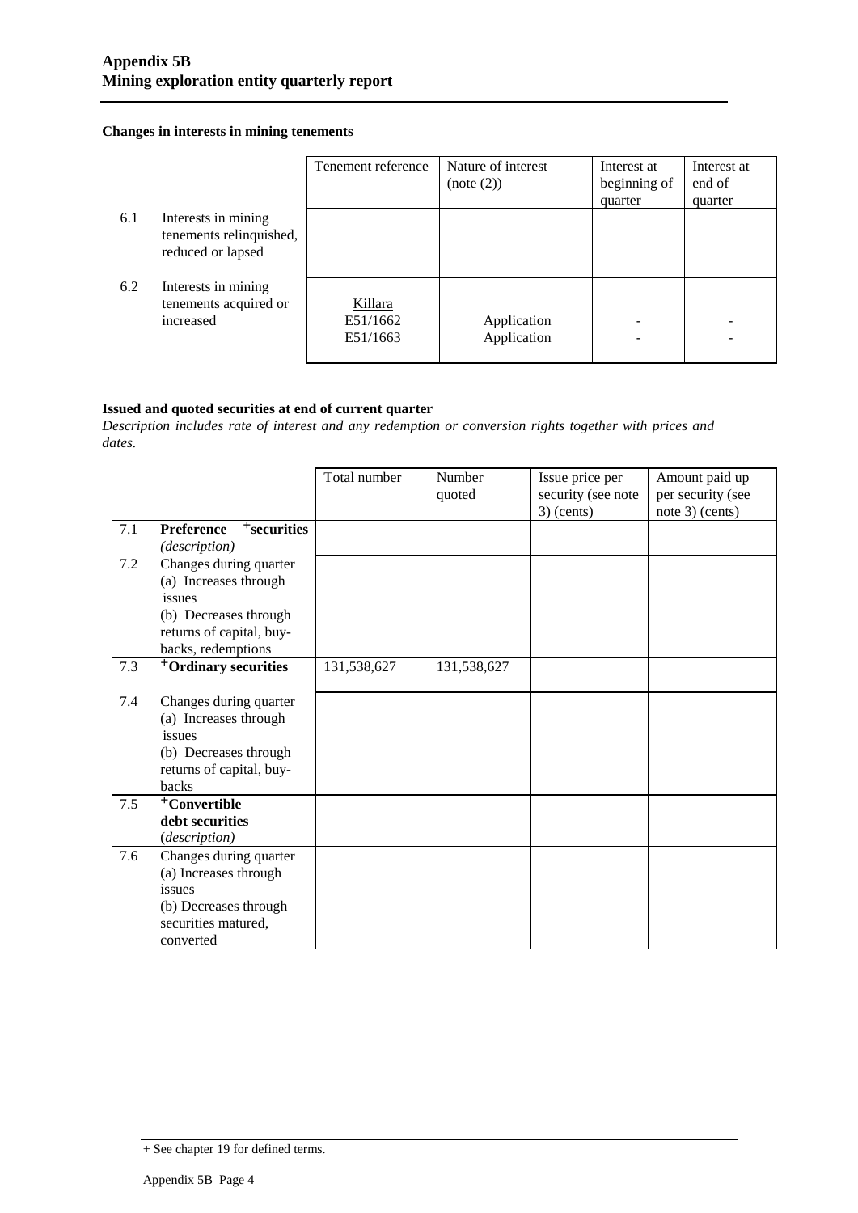**Changes in interests in mining tenements**

| | | Tenement reference | Nature of interest (note (2)) | Interest at beginning of quarter | Interest at end of quarter |
|---|---|---|---|---|---|
| 6.1 | Interests in mining tenements relinquished, reduced or lapsed | | | | |
| 6.2 | Interests in mining tenements acquired or increased | Killara<br>E51/1662<br>E51/1663 | <br>Application<br>Application | <br>-<br>- | <br>-<br>- |

**Issued and quoted securities at end of current quarter**

*Description includes rate of interest and any redemption or conversion rights together with prices and dates.*

| | | Total number | Number quoted | Issue price per security (see note 3) (cents) | Amount paid up per security (see note 3) (cents) |
|---|---|---|---|---|---|
| 7.1 | **Preference +securities** *(description)* | | | | |
| 7.2 | Changes during quarter<br>(a) Increases through issues<br>(b) Decreases through returns of capital, buy-backs, redemptions | | | | |
| 7.3 | **+Ordinary securities** | 131,538,627 | 131,538,627 | | |
| 7.4 | Changes during quarter<br>(a) Increases through issues<br>(b) Decreases through returns of capital, buy-backs | | | | |
| 7.5 | **+Convertible debt securities** *(description)* | | | | |
| 7.6 | Changes during quarter<br>(a) Increases through issues<br>(b) Decreases through securities matured, converted | | | | |

+ See chapter 19 for defined terms.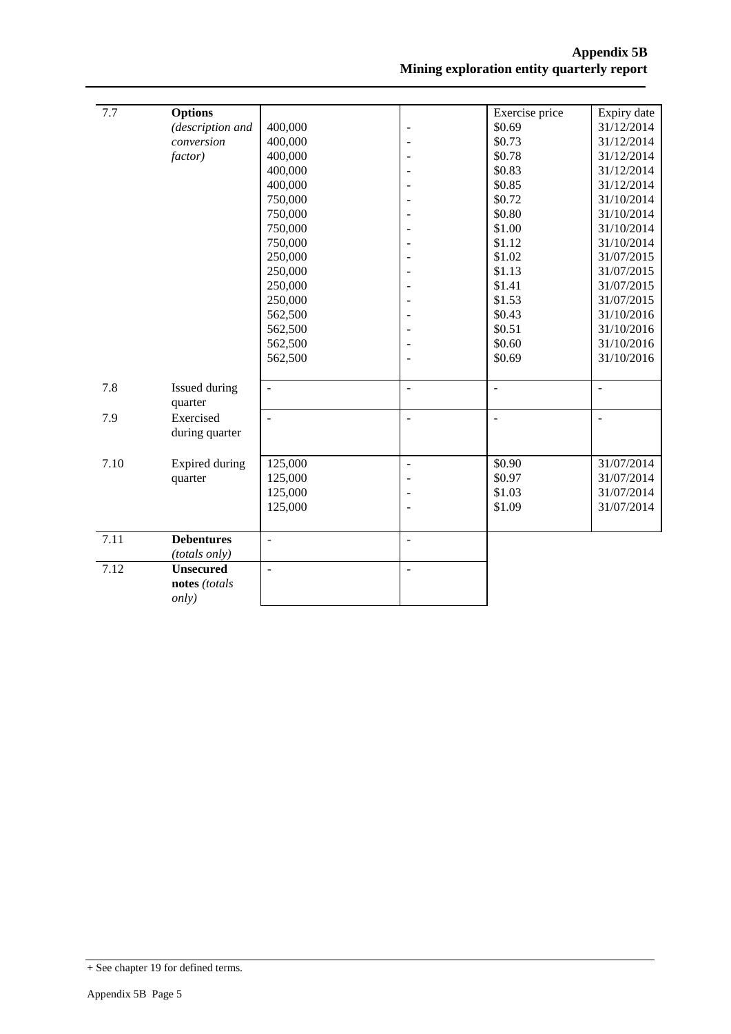| | | | | | |
|---|---|---|---|---|---|
| 7.7 | **Options** *(description and conversion factor)* | 400,000<br>400,000<br>400,000<br>400,000<br>400,000<br>750,000<br>750,000<br>750,000<br>750,000<br>250,000<br>250,000<br>250,000<br>250,000<br>562,500<br>562,500<br>562,500<br>562,500 | -<br>-<br>-<br>-<br>-<br>-<br>-<br>-<br>-<br>-<br>-<br>-<br>-<br>-<br>-<br>-<br>- | Exercise price<br>$0.69<br>$0.73<br>$0.78<br>$0.83<br>$0.85<br>$0.72<br>$0.80<br>$1.00<br>$1.12<br>$1.02<br>$1.13<br>$1.41<br>$1.53<br>$0.43<br>$0.51<br>$0.60<br>$0.69 | Expiry date<br>31/12/2014<br>31/12/2014<br>31/12/2014<br>31/12/2014<br>31/12/2014<br>31/10/2014<br>31/10/2014<br>31/10/2014<br>31/10/2014<br>31/07/2015<br>31/07/2015<br>31/07/2015<br>31/07/2015<br>31/10/2016<br>31/10/2016<br>31/10/2016<br>31/10/2016 |
| 7.8 | Issued during quarter | - | - | - | - |
| 7.9 | Exercised during quarter | - | - | - | - |
| 7.10 | Expired during quarter | 125,000<br>125,000<br>125,000<br>125,000 | -<br>-<br>-<br>- | $0.90<br>$0.97<br>$1.03<br>$1.09 | 31/07/2014<br>31/07/2014<br>31/07/2014<br>31/07/2014 |
| 7.11 | **Debentures** *(totals only)* | - | - | | |
| 7.12 | **Unsecured notes** *(totals only)* | - | - | | |

+ See chapter 19 for defined terms.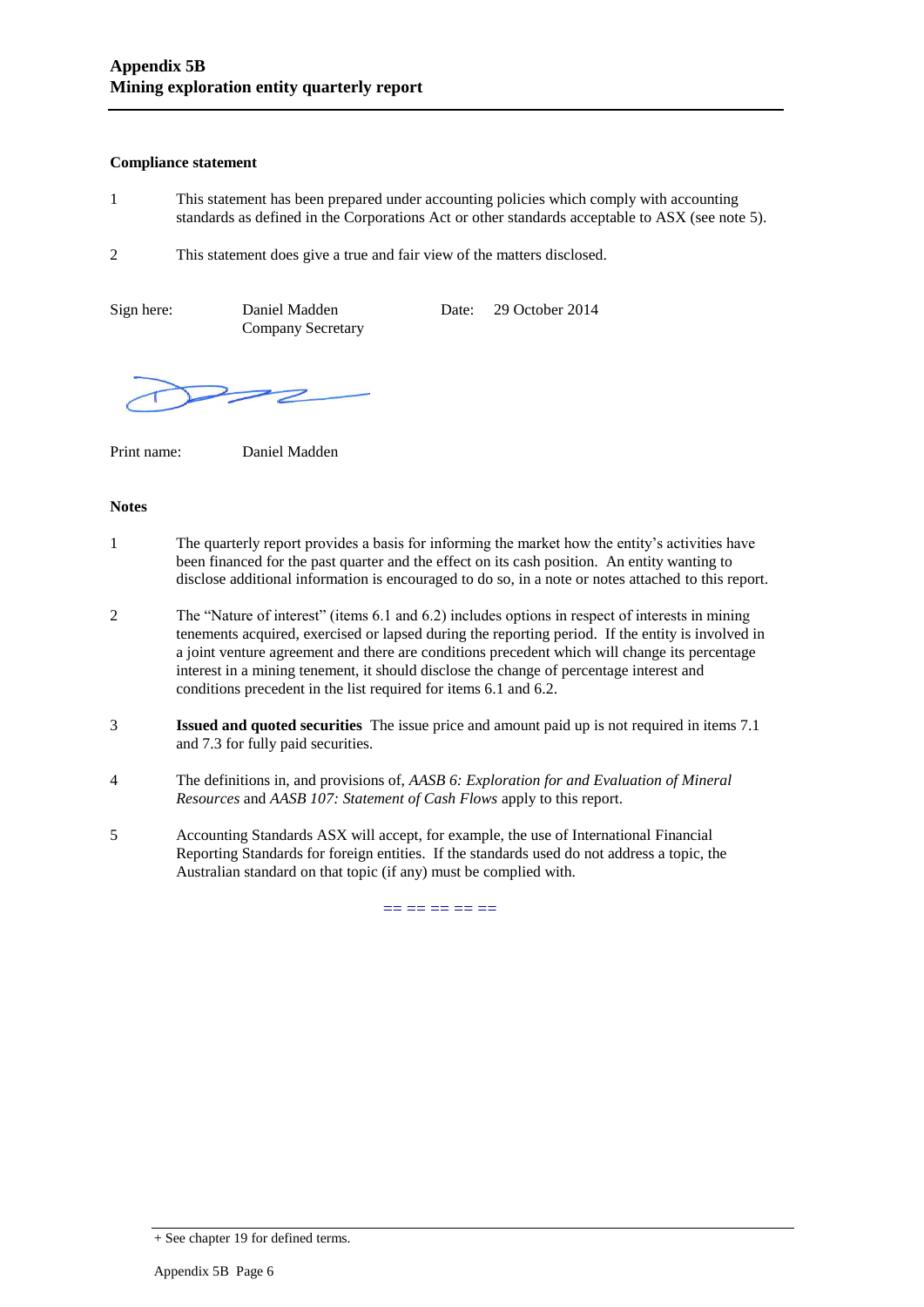## Compliance statement

1 This statement has been prepared under accounting policies which comply with accounting standards as defined in the Corporations Act or other standards acceptable to ASX (see note 5).

2 This statement does give a true and fair view of the matters disclosed.

Sign here: Daniel Madden Date: 29 October 2014
Company Secretary

Print name: Daniel Madden

## Notes

1 The quarterly report provides a basis for informing the market how the entity's activities have been financed for the past quarter and the effect on its cash position. An entity wanting to disclose additional information is encouraged to do so, in a note or notes attached to this report.

2 The "Nature of interest" (items 6.1 and 6.2) includes options in respect of interests in mining tenements acquired, exercised or lapsed during the reporting period. If the entity is involved in a joint venture agreement and there are conditions precedent which will change its percentage interest in a mining tenement, it should disclose the change of percentage interest and conditions precedent in the list required for items 6.1 and 6.2.

3 **Issued and quoted securities** The issue price and amount paid up is not required in items 7.1 and 7.3 for fully paid securities.

4 The definitions in, and provisions of, *AASB 6: Exploration for and Evaluation of Mineral Resources* and *AASB 107: Statement of Cash Flows* apply to this report.

5 Accounting Standards ASX will accept, for example, the use of International Financial Reporting Standards for foreign entities. If the standards used do not address a topic, the Australian standard on that topic (if any) must be complied with.

== == == == ==

+ See chapter 19 for defined terms.